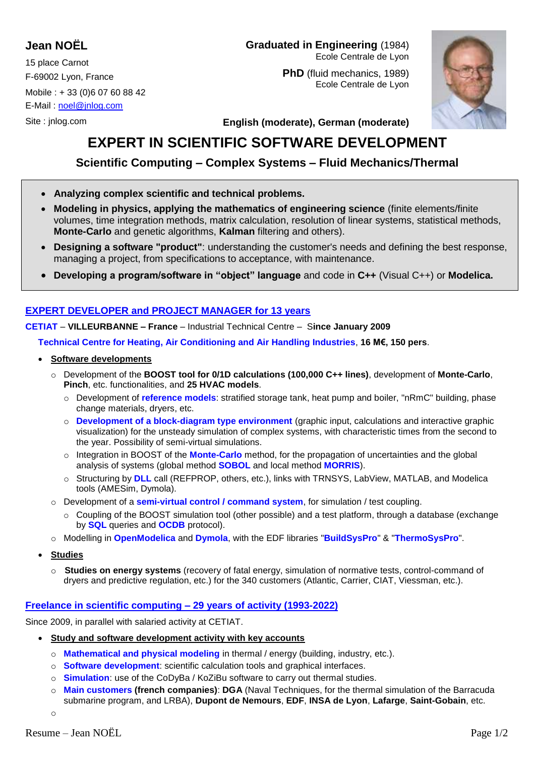**Jean NOËL**

15 place Carnot
F-69002 Lyon, France
Mobile : + 33 (0)6 07 60 88 42
E-Mail : noel@jnlog.com
Site : jnlog.com

**Graduated in Engineering** (1984)
Ecole Centrale de Lyon

**PhD** (fluid mechanics, 1989)
Ecole Centrale de Lyon

**English (moderate), German (moderate)**

# EXPERT IN SCIENTIFIC SOFTWARE DEVELOPMENT

## Scientific Computing – Complex Systems – Fluid Mechanics/Thermal

- **Analyzing complex scientific and technical problems.**
- **Modeling in physics, applying the mathematics of engineering science** (finite elements/finite volumes, time integration methods, matrix calculation, resolution of linear systems, statistical methods, **Monte-Carlo** and genetic algorithms, **Kalman** filtering and others).
- **Designing a software "product"**: understanding the customer's needs and defining the best response, managing a project, from specifications to acceptance, with maintenance.
- **Developing a program/software in "object" language** and code in **C++** (Visual C++) or **Modelica.**

## EXPERT DEVELOPER and PROJECT MANAGER for 13 years

**CETIAT** – **VILLEURBANNE – France** – Industrial Technical Centre – S**ince January 2009**

**Technical Centre for Heating, Air Conditioning and Air Handling Industries**, **16 M€, 150 pers**.

- **Software developments**
  - Development of the **BOOST tool for 0/1D calculations (100,000 C++ lines)**, development of **Monte-Carlo**, **Pinch**, etc. functionalities, and **25 HVAC models**.
    - Development of **reference models**: stratified storage tank, heat pump and boiler, "nRmC" building, phase change materials, dryers, etc.
    - **Development of a block-diagram type environment** (graphic input, calculations and interactive graphic visualization) for the unsteady simulation of complex systems, with characteristic times from the second to the year. Possibility of semi-virtual simulations.
    - Integration in BOOST of the **Monte-Carlo** method, for the propagation of uncertainties and the global analysis of systems (global method **SOBOL** and local method **MORRIS**).
    - Structuring by **DLL** call (REFPROP, others, etc.), links with TRNSYS, LabView, MATLAB, and Modelica tools (AMESim, Dymola).
  - Development of a **semi-virtual control / command system**, for simulation / test coupling.
    - Coupling of the BOOST simulation tool (other possible) and a test platform, through a database (exchange by **SQL** queries and **OCDB** protocol).
  - Modelling in **OpenModelica** and **Dymola**, with the EDF libraries "**BuildSysPro**" & "**ThermoSysPro**".
- **Studies**
  - **Studies on energy systems** (recovery of fatal energy, simulation of normative tests, control-command of dryers and predictive regulation, etc.) for the 340 customers (Atlantic, Carrier, CIAT, Viessman, etc.).

## Freelance in scientific computing – 29 years of activity (1993-2022)

Since 2009, in parallel with salaried activity at CETIAT.

- **Study and software development activity with key accounts**
  - **Mathematical and physical modeling** in thermal / energy (building, industry, etc.).
  - **Software development**: scientific calculation tools and graphical interfaces.
  - **Simulation**: use of the CoDyBa / KoZiBu software to carry out thermal studies.
  - **Main customers (french companies)**: **DGA** (Naval Techniques, for the thermal simulation of the Barracuda submarine program, and LRBA), **Dupont de Nemours**, **EDF**, **INSA de Lyon**, **Lafarge**, **Saint-Gobain**, etc.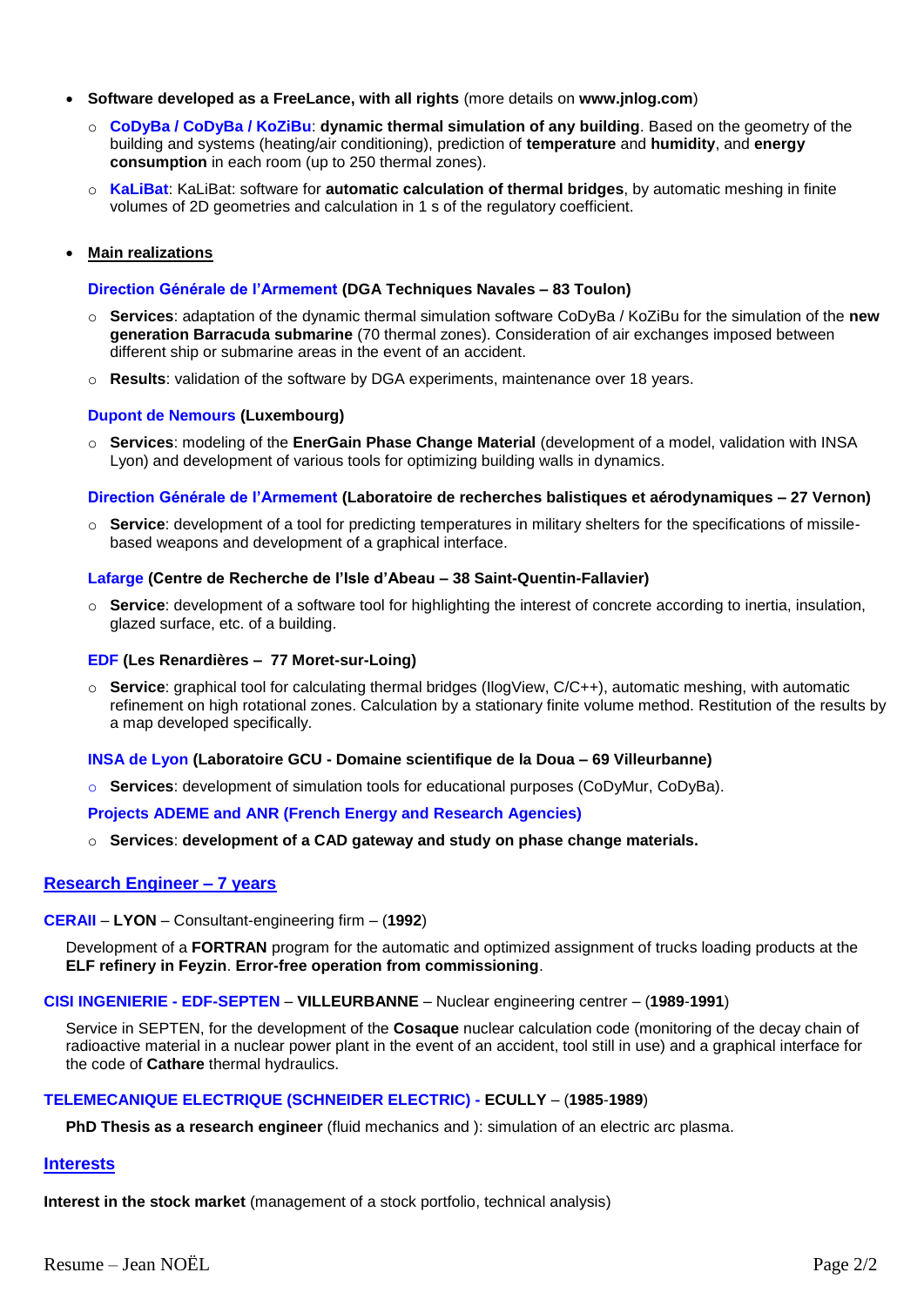- **Software developed as a FreeLance, with all rights** (more details on **www.jnlog.com**)
  - **CoDyBa / CoDyBa / KoZiBu**: **dynamic thermal simulation of any building**. Based on the geometry of the building and systems (heating/air conditioning), prediction of **temperature** and **humidity**, and **energy consumption** in each room (up to 250 thermal zones).
  - **KaLiBat**: KaLiBat: software for **automatic calculation of thermal bridges**, by automatic meshing in finite volumes of 2D geometries and calculation in 1 s of the regulatory coefficient.

- **Main realizations**

**Direction Générale de l'Armement (DGA Techniques Navales – 83 Toulon)**

- **Services**: adaptation of the dynamic thermal simulation software CoDyBa / KoZiBu for the simulation of the **new generation Barracuda submarine** (70 thermal zones). Consideration of air exchanges imposed between different ship or submarine areas in the event of an accident.
- **Results**: validation of the software by DGA experiments, maintenance over 18 years.

**Dupont de Nemours (Luxembourg)**

- **Services**: modeling of the **EnerGain Phase Change Material** (development of a model, validation with INSA Lyon) and development of various tools for optimizing building walls in dynamics.

**Direction Générale de l'Armement (Laboratoire de recherches balistiques et aérodynamiques – 27 Vernon)**

- **Service**: development of a tool for predicting temperatures in military shelters for the specifications of missile-based weapons and development of a graphical interface.

**Lafarge (Centre de Recherche de l'Isle d'Abeau – 38 Saint-Quentin-Fallavier)**

- **Service**: development of a software tool for highlighting the interest of concrete according to inertia, insulation, glazed surface, etc. of a building.

**EDF (Les Renardières – 77 Moret-sur-Loing)**

- **Service**: graphical tool for calculating thermal bridges (IlogView, C/C++), automatic meshing, with automatic refinement on high rotational zones. Calculation by a stationary finite volume method. Restitution of the results by a map developed specifically.

**INSA de Lyon (Laboratoire GCU - Domaine scientifique de la Doua – 69 Villeurbanne)**

- **Services**: development of simulation tools for educational purposes (CoDyMur, CoDyBa).

**Projects ADEME and ANR (French Energy and Research Agencies)**

- **Services**: **development of a CAD gateway and study on phase change materials.**

## Research Engineer – 7 years

**CERAII** – **LYON** – Consultant-engineering firm – (**1992**)

Development of a **FORTRAN** program for the automatic and optimized assignment of trucks loading products at the **ELF refinery in Feyzin**. **Error-free operation from commissioning**.

**CISI INGENIERIE - EDF-SEPTEN** – **VILLEURBANNE** – Nuclear engineering centre – (**1989**-**1991**)

Service in SEPTEN, for the development of the **Cosaque** nuclear calculation code (monitoring of the decay chain of radioactive material in a nuclear power plant in the event of an accident, tool still in use) and a graphical interface for the code of **Cathare** thermal hydraulics.

**TELEMECANIQUE ELECTRIQUE (SCHNEIDER ELECTRIC) - ECULLY** – (**1985**-**1989**)

**PhD Thesis as a research engineer** (fluid mechanics and ): simulation of an electric arc plasma.

## Interests

**Interest in the stock market** (management of a stock portfolio, technical analysis)